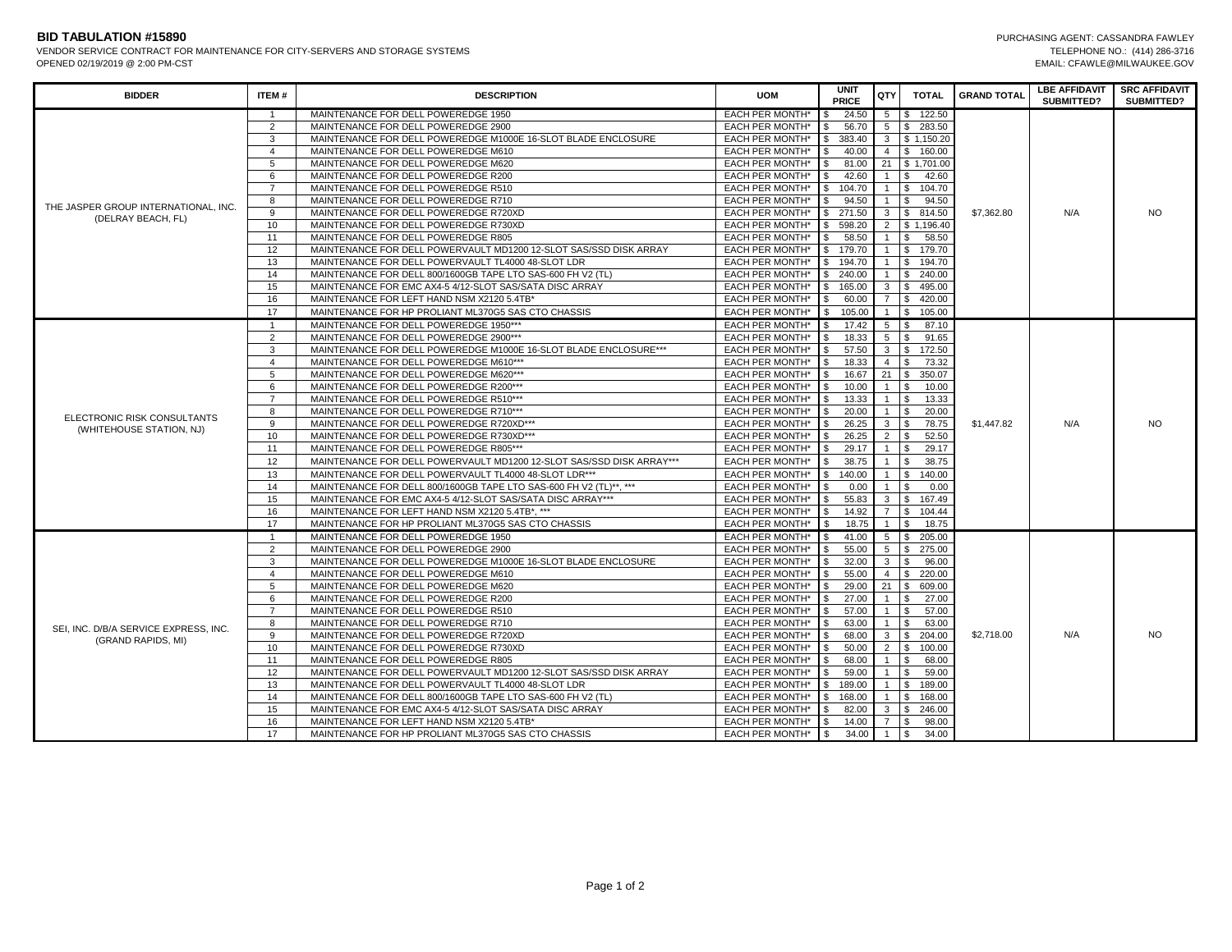**BID TABULATION #15890**

VENDOR SERVICE CONTRACT FOR MAINTENANCE FOR CITY-SERVERS AND STORAGE SYSTEMS

OPENED 02/19/2019 @ 2:00 PM-CST

PURCHASING AGENT: CASSANDRA FAWLEY

TELEPHONE NO.: (414) 286-3716

EMAIL: CFAWLE@MILWAUKEE.GOV

| BIDDER | ITEM # | DESCRIPTION | UOM | UNIT PRICE | QTY | TOTAL | GRAND TOTAL | LBE AFFIDAVIT SUBMITTED? | SRC AFFIDAVIT SUBMITTED? |
|---|---|---|---|---|---|---|---|---|---|
| THE JASPER GROUP INTERNATIONAL, INC. (DELRAY BEACH, FL) | 1 | MAINTENANCE FOR DELL POWEREDGE 1950 | EACH PER MONTH* | $ 24.50 | 5 | $ 122.50 | $7,362.80 | N/A | NO |
| | 2 | MAINTENANCE FOR DELL POWEREDGE 2900 | EACH PER MONTH* | $ 56.70 | 5 | $ 283.50 | | | |
| | 3 | MAINTENANCE FOR DELL POWEREDGE M1000E 16-SLOT BLADE ENCLOSURE | EACH PER MONTH* | $ 383.40 | 3 | $ 1,150.20 | | | |
| | 4 | MAINTENANCE FOR DELL POWEREDGE M610 | EACH PER MONTH* | $ 40.00 | 4 | $ 160.00 | | | |
| | 5 | MAINTENANCE FOR DELL POWEREDGE M620 | EACH PER MONTH* | $ 81.00 | 21 | $ 1,701.00 | | | |
| | 6 | MAINTENANCE FOR DELL POWEREDGE R200 | EACH PER MONTH* | $ 42.60 | 1 | $ 42.60 | | | |
| | 7 | MAINTENANCE FOR DELL POWEREDGE R510 | EACH PER MONTH* | $ 104.70 | 1 | $ 104.70 | | | |
| | 8 | MAINTENANCE FOR DELL POWEREDGE R710 | EACH PER MONTH* | $ 94.50 | 1 | $ 94.50 | | | |
| | 9 | MAINTENANCE FOR DELL POWEREDGE R720XD | EACH PER MONTH* | $ 271.50 | 3 | $ 814.50 | | | |
| | 10 | MAINTENANCE FOR DELL POWEREDGE R730XD | EACH PER MONTH* | $ 598.20 | 2 | $ 1,196.40 | | | |
| | 11 | MAINTENANCE FOR DELL POWEREDGE R805 | EACH PER MONTH* | $ 58.50 | 1 | $ 58.50 | | | |
| | 12 | MAINTENANCE FOR DELL POWERVAULT MD1200 12-SLOT SAS/SSD DISK ARRAY | EACH PER MONTH* | $ 179.70 | 1 | $ 179.70 | | | |
| | 13 | MAINTENANCE FOR DELL POWERVAULT TL4000 48-SLOT LDR | EACH PER MONTH* | $ 194.70 | 1 | $ 194.70 | | | |
| | 14 | MAINTENANCE FOR DELL 800/1600GB TAPE LTO SAS-600 FH V2 (TL) | EACH PER MONTH* | $ 240.00 | 1 | $ 240.00 | | | |
| | 15 | MAINTENANCE FOR EMC AX4-5 4/12-SLOT SAS/SATA DISC ARRAY | EACH PER MONTH* | $ 165.00 | 3 | $ 495.00 | | | |
| | 16 | MAINTENANCE FOR LEFT HAND NSM X2120 5.4TB* | EACH PER MONTH* | $ 60.00 | 7 | $ 420.00 | | | |
| | 17 | MAINTENANCE FOR HP PROLIANT ML370G5 SAS CTO CHASSIS | EACH PER MONTH* | $ 105.00 | 1 | $ 105.00 | | | |
| ELECTRONIC RISK CONSULTANTS (WHITEHOUSE STATION, NJ) | 1 | MAINTENANCE FOR DELL POWEREDGE 1950*** | EACH PER MONTH* | $ 17.42 | 5 | $ 87.10 | $1,447.82 | N/A | NO |
| | 2 | MAINTENANCE FOR DELL POWEREDGE 2900*** | EACH PER MONTH* | $ 18.33 | 5 | $ 91.65 | | | |
| | 3 | MAINTENANCE FOR DELL POWEREDGE M1000E 16-SLOT BLADE ENCLOSURE*** | EACH PER MONTH* | $ 57.50 | 3 | $ 172.50 | | | |
| | 4 | MAINTENANCE FOR DELL POWEREDGE M610*** | EACH PER MONTH* | $ 18.33 | 4 | $ 73.32 | | | |
| | 5 | MAINTENANCE FOR DELL POWEREDGE M620*** | EACH PER MONTH* | $ 16.67 | 21 | $ 350.07 | | | |
| | 6 | MAINTENANCE FOR DELL POWEREDGE R200*** | EACH PER MONTH* | $ 10.00 | 1 | $ 10.00 | | | |
| | 7 | MAINTENANCE FOR DELL POWEREDGE R510*** | EACH PER MONTH* | $ 13.33 | 1 | $ 13.33 | | | |
| | 8 | MAINTENANCE FOR DELL POWEREDGE R710*** | EACH PER MONTH* | $ 20.00 | 1 | $ 20.00 | | | |
| | 9 | MAINTENANCE FOR DELL POWEREDGE R720XD*** | EACH PER MONTH* | $ 26.25 | 3 | $ 78.75 | | | |
| | 10 | MAINTENANCE FOR DELL POWEREDGE R730XD*** | EACH PER MONTH* | $ 26.25 | 2 | $ 52.50 | | | |
| | 11 | MAINTENANCE FOR DELL POWEREDGE R805*** | EACH PER MONTH* | $ 29.17 | 1 | $ 29.17 | | | |
| | 12 | MAINTENANCE FOR DELL POWERVAULT MD1200 12-SLOT SAS/SSD DISK ARRAY*** | EACH PER MONTH* | $ 38.75 | 1 | $ 38.75 | | | |
| | 13 | MAINTENANCE FOR DELL POWERVAULT TL4000 48-SLOT LDR*** | EACH PER MONTH* | $ 140.00 | 1 | $ 140.00 | | | |
| | 14 | MAINTENANCE FOR DELL 800/1600GB TAPE LTO SAS-600 FH V2 (TL)**, *** | EACH PER MONTH* | $ 0.00 | 1 | $ 0.00 | | | |
| | 15 | MAINTENANCE FOR EMC AX4-5 4/12-SLOT SAS/SATA DISC ARRAY*** | EACH PER MONTH* | $ 55.83 | 3 | $ 167.49 | | | |
| | 16 | MAINTENANCE FOR LEFT HAND NSM X2120 5.4TB*, *** | EACH PER MONTH* | $ 14.92 | 7 | $ 104.44 | | | |
| | 17 | MAINTENANCE FOR HP PROLIANT ML370G5 SAS CTO CHASSIS | EACH PER MONTH* | $ 18.75 | 1 | $ 18.75 | | | |
| SEI, INC. D/B/A SERVICE EXPRESS, INC. (GRAND RAPIDS, MI) | 1 | MAINTENANCE FOR DELL POWEREDGE 1950 | EACH PER MONTH* | $ 41.00 | 5 | $ 205.00 | $2,718.00 | N/A | NO |
| | 2 | MAINTENANCE FOR DELL POWEREDGE 2900 | EACH PER MONTH* | $ 55.00 | 5 | $ 275.00 | | | |
| | 3 | MAINTENANCE FOR DELL POWEREDGE M1000E 16-SLOT BLADE ENCLOSURE | EACH PER MONTH* | $ 32.00 | 3 | $ 96.00 | | | |
| | 4 | MAINTENANCE FOR DELL POWEREDGE M610 | EACH PER MONTH* | $ 55.00 | 4 | $ 220.00 | | | |
| | 5 | MAINTENANCE FOR DELL POWEREDGE M620 | EACH PER MONTH* | $ 29.00 | 21 | $ 609.00 | | | |
| | 6 | MAINTENANCE FOR DELL POWEREDGE R200 | EACH PER MONTH* | $ 27.00 | 1 | $ 27.00 | | | |
| | 7 | MAINTENANCE FOR DELL POWEREDGE R510 | EACH PER MONTH* | $ 57.00 | 1 | $ 57.00 | | | |
| | 8 | MAINTENANCE FOR DELL POWEREDGE R710 | EACH PER MONTH* | $ 63.00 | 1 | $ 63.00 | | | |
| | 9 | MAINTENANCE FOR DELL POWEREDGE R720XD | EACH PER MONTH* | $ 68.00 | 3 | $ 204.00 | | | |
| | 10 | MAINTENANCE FOR DELL POWEREDGE R730XD | EACH PER MONTH* | $ 50.00 | 2 | $ 100.00 | | | |
| | 11 | MAINTENANCE FOR DELL POWEREDGE R805 | EACH PER MONTH* | $ 68.00 | 1 | $ 68.00 | | | |
| | 12 | MAINTENANCE FOR DELL POWERVAULT MD1200 12-SLOT SAS/SSD DISK ARRAY | EACH PER MONTH* | $ 59.00 | 1 | $ 59.00 | | | |
| | 13 | MAINTENANCE FOR DELL POWERVAULT TL4000 48-SLOT LDR | EACH PER MONTH* | $ 189.00 | 1 | $ 189.00 | | | |
| | 14 | MAINTENANCE FOR DELL 800/1600GB TAPE LTO SAS-600 FH V2 (TL) | EACH PER MONTH* | $ 168.00 | 1 | $ 168.00 | | | |
| | 15 | MAINTENANCE FOR EMC AX4-5 4/12-SLOT SAS/SATA DISC ARRAY | EACH PER MONTH* | $ 82.00 | 3 | $ 246.00 | | | |
| | 16 | MAINTENANCE FOR LEFT HAND NSM X2120 5.4TB* | EACH PER MONTH* | $ 14.00 | 7 | $ 98.00 | | | |
| | 17 | MAINTENANCE FOR HP PROLIANT ML370G5 SAS CTO CHASSIS | EACH PER MONTH* | $ 34.00 | 1 | $ 34.00 | | | |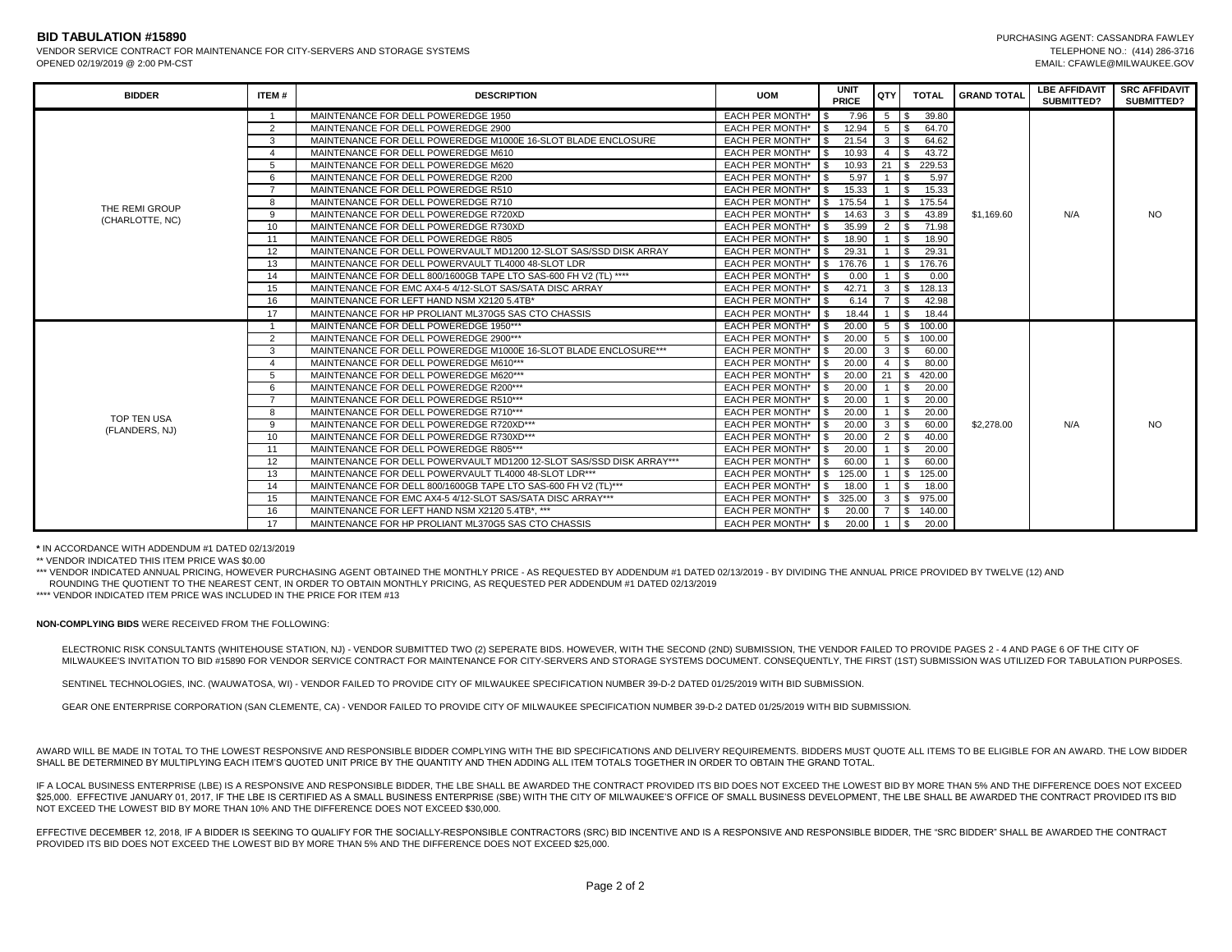**BID TABULATION #15890**

VENDOR SERVICE CONTRACT FOR MAINTENANCE FOR CITY-SERVERS AND STORAGE SYSTEMS

OPENED 02/19/2019 @ 2:00 PM-CST

PURCHASING AGENT: CASSANDRA FAWLEY

TELEPHONE NO.: (414) 286-3716

EMAIL: CFAWLE@MILWAUKEE.GOV

| BIDDER | ITEM # | DESCRIPTION | UOM | UNIT PRICE | QTY | TOTAL | GRAND TOTAL | LBE AFFIDAVIT SUBMITTED? | SRC AFFIDAVIT SUBMITTED? |
|---|---|---|---|---|---|---|---|---|---|
| THE REMI GROUP (CHARLOTTE, NC) | 1 | MAINTENANCE FOR DELL POWEREDGE 1950 | EACH PER MONTH* | $ 7.96 | 5 | $ 39.80 | $1,169.60 | N/A | NO |
| | 2 | MAINTENANCE FOR DELL POWEREDGE 2900 | EACH PER MONTH* | $ 12.94 | 5 | $ 64.70 | | | |
| | 3 | MAINTENANCE FOR DELL POWEREDGE M1000E 16-SLOT BLADE ENCLOSURE | EACH PER MONTH* | $ 21.54 | 3 | $ 64.62 | | | |
| | 4 | MAINTENANCE FOR DELL POWEREDGE M610 | EACH PER MONTH* | $ 10.93 | 4 | $ 43.72 | | | |
| | 5 | MAINTENANCE FOR DELL POWEREDGE M620 | EACH PER MONTH* | $ 10.93 | 21 | $ 229.53 | | | |
| | 6 | MAINTENANCE FOR DELL POWEREDGE R200 | EACH PER MONTH* | $ 5.97 | 1 | $ 5.97 | | | |
| | 7 | MAINTENANCE FOR DELL POWEREDGE R510 | EACH PER MONTH* | $ 15.33 | 1 | $ 15.33 | | | |
| | 8 | MAINTENANCE FOR DELL POWEREDGE R710 | EACH PER MONTH* | $ 175.54 | 1 | $ 175.54 | | | |
| | 9 | MAINTENANCE FOR DELL POWEREDGE R720XD | EACH PER MONTH* | $ 14.63 | 3 | $ 43.89 | | | |
| | 10 | MAINTENANCE FOR DELL POWEREDGE R730XD | EACH PER MONTH* | $ 35.99 | 2 | $ 71.98 | | | |
| | 11 | MAINTENANCE FOR DELL POWEREDGE R805 | EACH PER MONTH* | $ 18.90 | 1 | $ 18.90 | | | |
| | 12 | MAINTENANCE FOR DELL POWERVAULT MD1200 12-SLOT SAS/SSD DISK ARRAY | EACH PER MONTH* | $ 29.31 | 1 | $ 29.31 | | | |
| | 13 | MAINTENANCE FOR DELL POWERVAULT TL4000 48-SLOT LDR | EACH PER MONTH* | $ 176.76 | 1 | $ 176.76 | | | |
| | 14 | MAINTENANCE FOR DELL 800/1600GB TAPE LTO SAS-600 FH V2 (TL) **** | EACH PER MONTH* | $ 0.00 | 1 | $ 0.00 | | | |
| | 15 | MAINTENANCE FOR EMC AX4-5 4/12-SLOT SAS/SATA DISC ARRAY | EACH PER MONTH* | $ 42.71 | 3 | $ 128.13 | | | |
| | 16 | MAINTENANCE FOR LEFT HAND NSM X2120 5.4TB* | EACH PER MONTH* | $ 6.14 | 7 | $ 42.98 | | | |
| | 17 | MAINTENANCE FOR HP PROLIANT ML370G5 SAS CTO CHASSIS | EACH PER MONTH* | $ 18.44 | 1 | $ 18.44 | | | |
| TOP TEN USA (FLANDERS, NJ) | 1 | MAINTENANCE FOR DELL POWEREDGE 1950*** | EACH PER MONTH* | $ 20.00 | 5 | $ 100.00 | $2,278.00 | N/A | NO |
| | 2 | MAINTENANCE FOR DELL POWEREDGE 2900*** | EACH PER MONTH* | $ 20.00 | 5 | $ 100.00 | | | |
| | 3 | MAINTENANCE FOR DELL POWEREDGE M1000E 16-SLOT BLADE ENCLOSURE*** | EACH PER MONTH* | $ 20.00 | 3 | $ 60.00 | | | |
| | 4 | MAINTENANCE FOR DELL POWEREDGE M610*** | EACH PER MONTH* | $ 20.00 | 4 | $ 80.00 | | | |
| | 5 | MAINTENANCE FOR DELL POWEREDGE M620*** | EACH PER MONTH* | $ 20.00 | 21 | $ 420.00 | | | |
| | 6 | MAINTENANCE FOR DELL POWEREDGE R200*** | EACH PER MONTH* | $ 20.00 | 1 | $ 20.00 | | | |
| | 7 | MAINTENANCE FOR DELL POWEREDGE R510*** | EACH PER MONTH* | $ 20.00 | 1 | $ 20.00 | | | |
| | 8 | MAINTENANCE FOR DELL POWEREDGE R710*** | EACH PER MONTH* | $ 20.00 | 1 | $ 20.00 | | | |
| | 9 | MAINTENANCE FOR DELL POWEREDGE R720XD*** | EACH PER MONTH* | $ 20.00 | 3 | $ 60.00 | | | |
| | 10 | MAINTENANCE FOR DELL POWEREDGE R730XD*** | EACH PER MONTH* | $ 20.00 | 2 | $ 40.00 | | | |
| | 11 | MAINTENANCE FOR DELL POWEREDGE R805*** | EACH PER MONTH* | $ 20.00 | 1 | $ 20.00 | | | |
| | 12 | MAINTENANCE FOR DELL POWERVAULT MD1200 12-SLOT SAS/SSD DISK ARRAY*** | EACH PER MONTH* | $ 60.00 | 1 | $ 60.00 | | | |
| | 13 | MAINTENANCE FOR DELL POWERVAULT TL4000 48-SLOT LDR*** | EACH PER MONTH* | $ 125.00 | 1 | $ 125.00 | | | |
| | 14 | MAINTENANCE FOR DELL 800/1600GB TAPE LTO SAS-600 FH V2 (TL)*** | EACH PER MONTH* | $ 18.00 | 1 | $ 18.00 | | | |
| | 15 | MAINTENANCE FOR EMC AX4-5 4/12-SLOT SAS/SATA DISC ARRAY*** | EACH PER MONTH* | $ 325.00 | 3 | $ 975.00 | | | |
| | 16 | MAINTENANCE FOR LEFT HAND NSM X2120 5.4TB*, *** | EACH PER MONTH* | $ 20.00 | 7 | $ 140.00 | | | |
| | 17 | MAINTENANCE FOR HP PROLIANT ML370G5 SAS CTO CHASSIS | EACH PER MONTH* | $ 20.00 | 1 | $ 20.00 | | | |

**\*** IN ACCORDANCE WITH ADDENDUM #1 DATED 02/13/2019

** VENDOR INDICATED THIS ITEM PRICE WAS $0.00

*** VENDOR INDICATED ANNUAL PRICING, HOWEVER PURCHASING AGENT OBTAINED THE MONTHLY PRICE - AS REQUESTED BY ADDENDUM #1 DATED 02/13/2019 - BY DIVIDING THE ANNUAL PRICE PROVIDED BY TWELVE (12) AND ROUNDING THE QUOTIENT TO THE NEAREST CENT, IN ORDER TO OBTAIN MONTHLY PRICING, AS REQUESTED PER ADDENDUM #1 DATED 02/13/2019

**** VENDOR INDICATED ITEM PRICE WAS INCLUDED IN THE PRICE FOR ITEM #13

**NON-COMPLYING BIDS** WERE RECEIVED FROM THE FOLLOWING:

ELECTRONIC RISK CONSULTANTS (WHITEHOUSE STATION, NJ) - VENDOR SUBMITTED TWO (2) SEPERATE BIDS. HOWEVER, WITH THE SECOND (2ND) SUBMISSION, THE VENDOR FAILED TO PROVIDE PAGES 2 - 4 AND PAGE 6 OF THE CITY OF MILWAUKEE'S INVITATION TO BID #15890 FOR VENDOR SERVICE CONTRACT FOR MAINTENANCE FOR CITY-SERVERS AND STORAGE SYSTEMS DOCUMENT. CONSEQUENTLY, THE FIRST (1ST) SUBMISSION WAS UTILIZED FOR TABULATION PURPOSES.

SENTINEL TECHNOLOGIES, INC. (WAUWATOSA, WI) - VENDOR FAILED TO PROVIDE CITY OF MILWAUKEE SPECIFICATION NUMBER 39-D-2 DATED 01/25/2019 WITH BID SUBMISSION.

GEAR ONE ENTERPRISE CORPORATION (SAN CLEMENTE, CA) - VENDOR FAILED TO PROVIDE CITY OF MILWAUKEE SPECIFICATION NUMBER 39-D-2 DATED 01/25/2019 WITH BID SUBMISSION.

AWARD WILL BE MADE IN TOTAL TO THE LOWEST RESPONSIVE AND RESPONSIBLE BIDDER COMPLYING WITH THE BID SPECIFICATIONS AND DELIVERY REQUIREMENTS. BIDDERS MUST QUOTE ALL ITEMS TO BE ELIGIBLE FOR AN AWARD. THE LOW BIDDER SHALL BE DETERMINED BY MULTIPLYING EACH ITEM'S QUOTED UNIT PRICE BY THE QUANTITY AND THEN ADDING ALL ITEM TOTALS TOGETHER IN ORDER TO OBTAIN THE GRAND TOTAL.

IF A LOCAL BUSINESS ENTERPRISE (LBE) IS A RESPONSIVE AND RESPONSIBLE BIDDER, THE LBE SHALL BE AWARDED THE CONTRACT PROVIDED ITS BID DOES NOT EXCEED THE LOWEST BID BY MORE THAN 5% AND THE DIFFERENCE DOES NOT EXCEED $25,000. EFFECTIVE JANUARY 01, 2017, IF THE LBE IS CERTIFIED AS A SMALL BUSINESS ENTERPRISE (SBE) WITH THE CITY OF MILWAUKEE'S OFFICE OF SMALL BUSINESS DEVELOPMENT, THE LBE SHALL BE AWARDED THE CONTRACT PROVIDED ITS BID NOT EXCEED THE LOWEST BID BY MORE THAN 10% AND THE DIFFERENCE DOES NOT EXCEED $30,000.

EFFECTIVE DECEMBER 12, 2018, IF A BIDDER IS SEEKING TO QUALIFY FOR THE SOCIALLY-RESPONSIBLE CONTRACTORS (SRC) BID INCENTIVE AND IS A RESPONSIVE AND RESPONSIBLE BIDDER, THE "SRC BIDDER" SHALL BE AWARDED THE CONTRACT PROVIDED ITS BID DOES NOT EXCEED THE LOWEST BID BY MORE THAN 5% AND THE DIFFERENCE DOES NOT EXCEED $25,000.